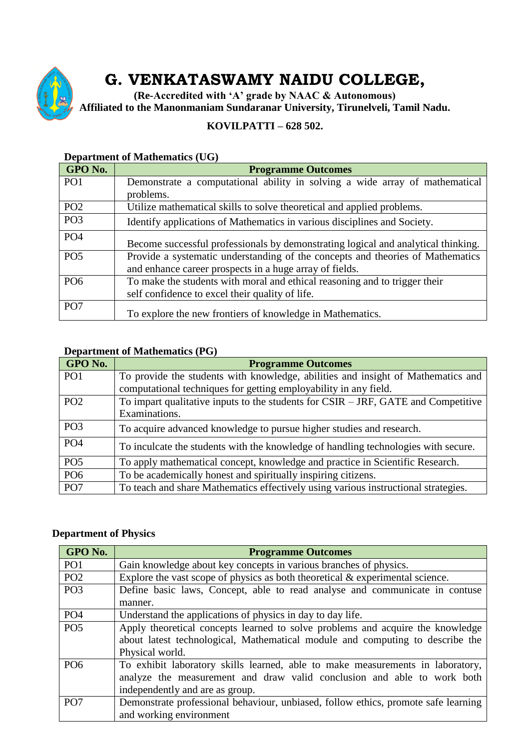# G. VENKATASWAMY NAIDU COLLEGE,

**(Re-Accredited with 'A' grade by NAAC & Autonomous)**
**Affiliated to the Manonmaniam Sundaranar University, Tirunelveli, Tamil Nadu.**

**KOVILPATTI – 628 502.**

### Department of Mathematics (UG)

| GPO No. | Programme Outcomes |
|---|---|
| PO1 | Demonstrate a computational ability in solving a wide array of mathematical problems. |
| PO2 | Utilize mathematical skills to solve theoretical and applied problems. |
| PO3 | Identify applications of Mathematics in various disciplines and Society. |
| PO4 | Become successful professionals by demonstrating logical and analytical thinking. |
| PO5 | Provide a systematic understanding of the concepts and theories of Mathematics and enhance career prospects in a huge array of fields. |
| PO6 | To make the students with moral and ethical reasoning and to trigger their self confidence to excel their quality of life. |
| PO7 | To explore the new frontiers of knowledge in Mathematics. |

### Department of Mathematics (PG)

| GPO No. | Programme Outcomes |
|---|---|
| PO1 | To provide the students with knowledge, abilities and insight of Mathematics and computational techniques for getting employability in any field. |
| PO2 | To impart qualitative inputs to the students for CSIR – JRF, GATE and Competitive Examinations. |
| PO3 | To acquire advanced knowledge to pursue higher studies and research. |
| PO4 | To inculcate the students with the knowledge of handling technologies with secure. |
| PO5 | To apply mathematical concept, knowledge and practice in Scientific Research. |
| PO6 | To be academically honest and spiritually inspiring citizens. |
| PO7 | To teach and share Mathematics effectively using various instructional strategies. |

### Department of Physics

| GPO No. | Programme Outcomes |
|---|---|
| PO1 | Gain knowledge about key concepts in various branches of physics. |
| PO2 | Explore the vast scope of physics as both theoretical & experimental science. |
| PO3 | Define basic laws, Concept, able to read analyse and communicate in contuse manner. |
| PO4 | Understand the applications of physics in day to day life. |
| PO5 | Apply theoretical concepts learned to solve problems and acquire the knowledge about latest technological, Mathematical module and computing to describe the Physical world. |
| PO6 | To exhibit laboratory skills learned, able to make measurements in laboratory, analyze the measurement and draw valid conclusion and able to work both independently and are as group. |
| PO7 | Demonstrate professional behaviour, unbiased, follow ethics, promote safe learning and working environment |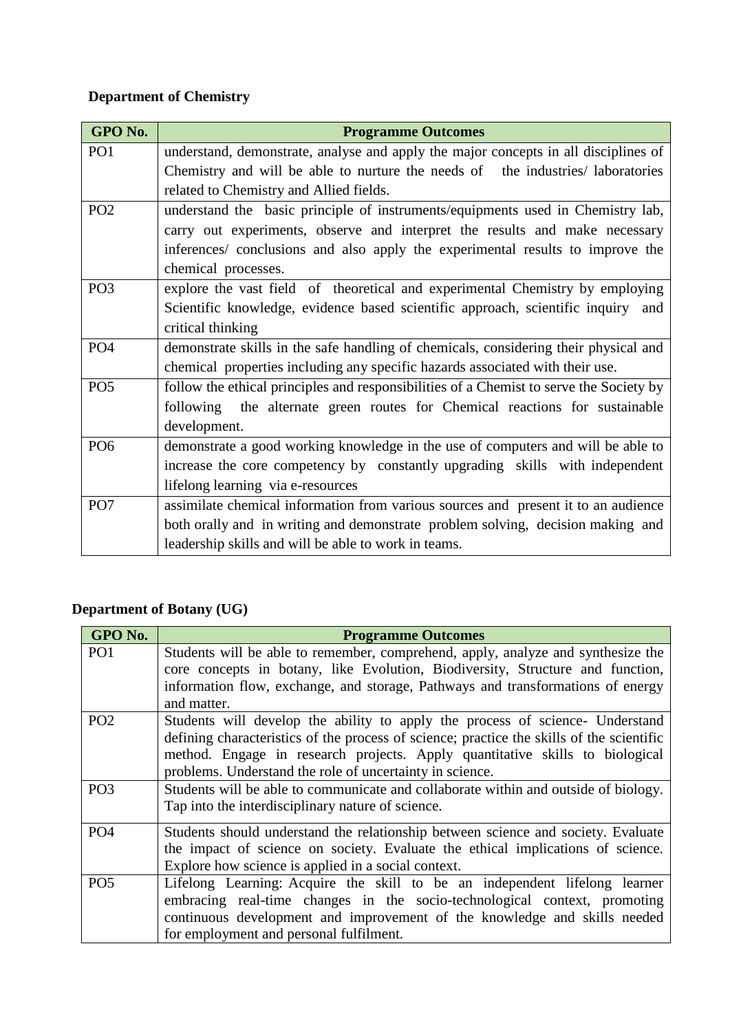**Department of Chemistry**

| GPO No. | Programme Outcomes |
|---|---|
| PO1 | understand, demonstrate, analyse and apply the major concepts in all disciplines of Chemistry and will be able to nurture the needs of the industries/ laboratories related to Chemistry and Allied fields. |
| PO2 | understand the basic principle of instruments/equipments used in Chemistry lab, carry out experiments, observe and interpret the results and make necessary inferences/ conclusions and also apply the experimental results to improve the chemical processes. |
| PO3 | explore the vast field of theoretical and experimental Chemistry by employing Scientific knowledge, evidence based scientific approach, scientific inquiry and critical thinking |
| PO4 | demonstrate skills in the safe handling of chemicals, considering their physical and chemical properties including any specific hazards associated with their use. |
| PO5 | follow the ethical principles and responsibilities of a Chemist to serve the Society by following the alternate green routes for Chemical reactions for sustainable development. |
| PO6 | demonstrate a good working knowledge in the use of computers and will be able to increase the core competency by constantly upgrading skills with independent lifelong learning via e-resources |
| PO7 | assimilate chemical information from various sources and present it to an audience both orally and in writing and demonstrate problem solving, decision making and leadership skills and will be able to work in teams. |

**Department of Botany (UG)**

| GPO No. | Programme Outcomes |
|---|---|
| PO1 | Students will be able to remember, comprehend, apply, analyze and synthesize the core concepts in botany, like Evolution, Biodiversity, Structure and function, information flow, exchange, and storage, Pathways and transformations of energy and matter. |
| PO2 | Students will develop the ability to apply the process of science- Understand defining characteristics of the process of science; practice the skills of the scientific method. Engage in research projects. Apply quantitative skills to biological problems. Understand the role of uncertainty in science. |
| PO3 | Students will be able to communicate and collaborate within and outside of biology. Tap into the interdisciplinary nature of science. |
| PO4 | Students should understand the relationship between science and society. Evaluate the impact of science on society. Evaluate the ethical implications of science. Explore how science is applied in a social context. |
| PO5 | Lifelong Learning: Acquire the skill to be an independent lifelong learner embracing real-time changes in the socio-technological context, promoting continuous development and improvement of the knowledge and skills needed for employment and personal fulfilment. |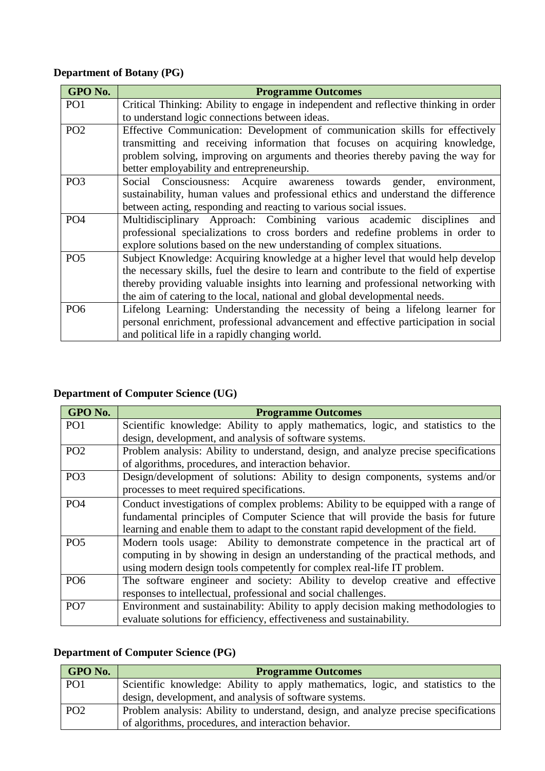**Department of Botany (PG)**

| GPO No. | Programme Outcomes |
|---|---|
| PO1 | Critical Thinking: Ability to engage in independent and reflective thinking in order to understand logic connections between ideas. |
| PO2 | Effective Communication: Development of communication skills for effectively transmitting and receiving information that focuses on acquiring knowledge, problem solving, improving on arguments and theories thereby paving the way for better employability and entrepreneurship. |
| PO3 | Social Consciousness: Acquire awareness towards gender, environment, sustainability, human values and professional ethics and understand the difference between acting, responding and reacting to various social issues. |
| PO4 | Multidisciplinary Approach: Combining various academic disciplines and professional specializations to cross borders and redefine problems in order to explore solutions based on the new understanding of complex situations. |
| PO5 | Subject Knowledge: Acquiring knowledge at a higher level that would help develop the necessary skills, fuel the desire to learn and contribute to the field of expertise thereby providing valuable insights into learning and professional networking with the aim of catering to the local, national and global developmental needs. |
| PO6 | Lifelong Learning: Understanding the necessity of being a lifelong learner for personal enrichment, professional advancement and effective participation in social and political life in a rapidly changing world. |

**Department of Computer Science (UG)**

| GPO No. | Programme Outcomes |
|---|---|
| PO1 | Scientific knowledge: Ability to apply mathematics, logic, and statistics to the design, development, and analysis of software systems. |
| PO2 | Problem analysis: Ability to understand, design, and analyze precise specifications of algorithms, procedures, and interaction behavior. |
| PO3 | Design/development of solutions: Ability to design components, systems and/or processes to meet required specifications. |
| PO4 | Conduct investigations of complex problems: Ability to be equipped with a range of fundamental principles of Computer Science that will provide the basis for future learning and enable them to adapt to the constant rapid development of the field. |
| PO5 | Modern tools usage: Ability to demonstrate competence in the practical art of computing in by showing in design an understanding of the practical methods, and using modern design tools competently for complex real-life IT problem. |
| PO6 | The software engineer and society: Ability to develop creative and effective responses to intellectual, professional and social challenges. |
| PO7 | Environment and sustainability: Ability to apply decision making methodologies to evaluate solutions for efficiency, effectiveness and sustainability. |

**Department of Computer Science (PG)**

| GPO No. | Programme Outcomes |
|---|---|
| PO1 | Scientific knowledge: Ability to apply mathematics, logic, and statistics to the design, development, and analysis of software systems. |
| PO2 | Problem analysis: Ability to understand, design, and analyze precise specifications of algorithms, procedures, and interaction behavior. |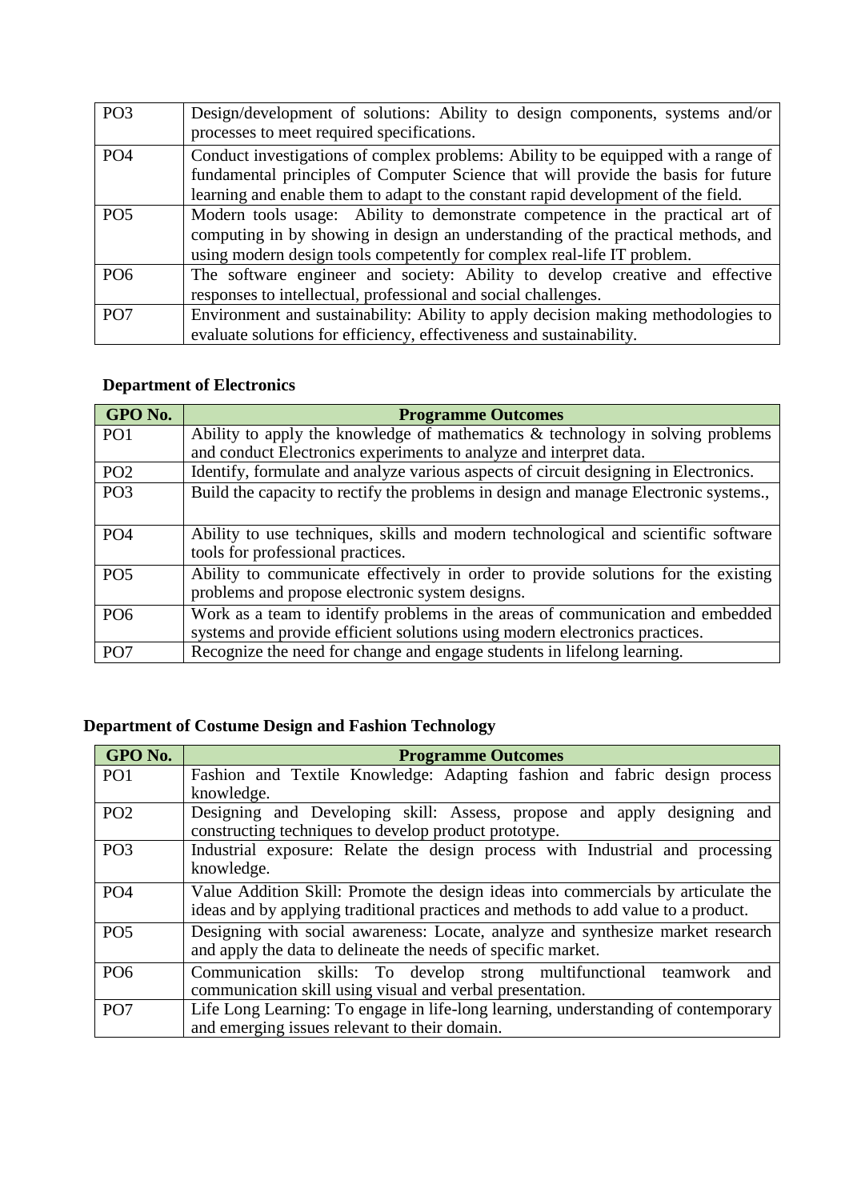| | |
|---|---|
| PO3 | Design/development of solutions: Ability to design components, systems and/or processes to meet required specifications. |
| PO4 | Conduct investigations of complex problems: Ability to be equipped with a range of fundamental principles of Computer Science that will provide the basis for future learning and enable them to adapt to the constant rapid development of the field. |
| PO5 | Modern tools usage: Ability to demonstrate competence in the practical art of computing in by showing in design an understanding of the practical methods, and using modern design tools competently for complex real-life IT problem. |
| PO6 | The software engineer and society: Ability to develop creative and effective responses to intellectual, professional and social challenges. |
| PO7 | Environment and sustainability: Ability to apply decision making methodologies to evaluate solutions for efficiency, effectiveness and sustainability. |

**Department of Electronics**

| GPO No. | Programme Outcomes |
|---|---|
| PO1 | Ability to apply the knowledge of mathematics & technology in solving problems and conduct Electronics experiments to analyze and interpret data. |
| PO2 | Identify, formulate and analyze various aspects of circuit designing in Electronics. |
| PO3 | Build the capacity to rectify the problems in design and manage Electronic systems., |
| PO4 | Ability to use techniques, skills and modern technological and scientific software tools for professional practices. |
| PO5 | Ability to communicate effectively in order to provide solutions for the existing problems and propose electronic system designs. |
| PO6 | Work as a team to identify problems in the areas of communication and embedded systems and provide efficient solutions using modern electronics practices. |
| PO7 | Recognize the need for change and engage students in lifelong learning. |

**Department of Costume Design and Fashion Technology**

| GPO No. | Programme Outcomes |
|---|---|
| PO1 | Fashion and Textile Knowledge: Adapting fashion and fabric design process knowledge. |
| PO2 | Designing and Developing skill: Assess, propose and apply designing and constructing techniques to develop product prototype. |
| PO3 | Industrial exposure: Relate the design process with Industrial and processing knowledge. |
| PO4 | Value Addition Skill: Promote the design ideas into commercials by articulate the ideas and by applying traditional practices and methods to add value to a product. |
| PO5 | Designing with social awareness: Locate, analyze and synthesize market research and apply the data to delineate the needs of specific market. |
| PO6 | Communication skills: To develop strong multifunctional teamwork and communication skill using visual and verbal presentation. |
| PO7 | Life Long Learning: To engage in life-long learning, understanding of contemporary and emerging issues relevant to their domain. |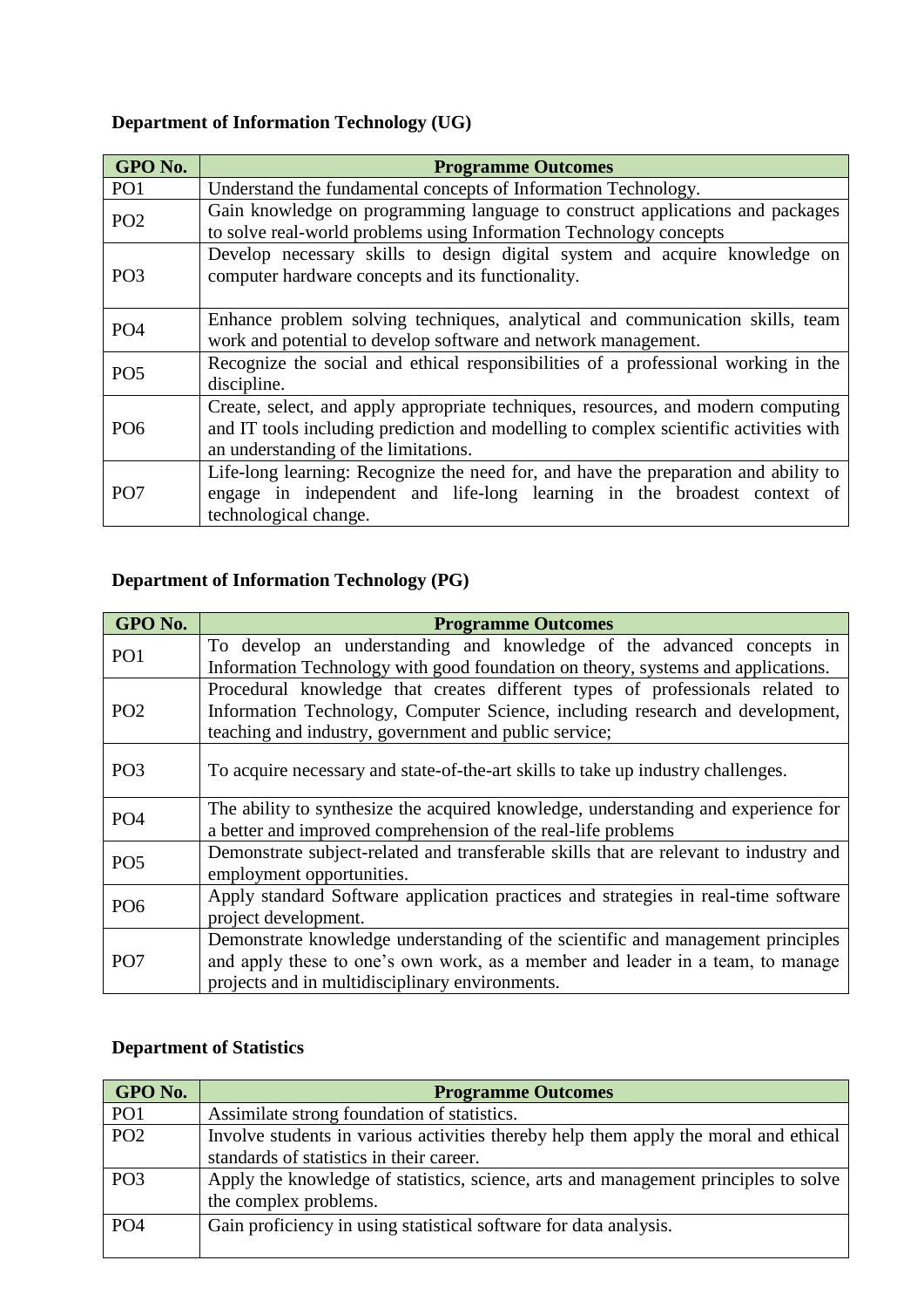**Department of Information Technology (UG)**

| GPO No. | Programme Outcomes |
|---|---|
| PO1 | Understand the fundamental concepts of Information Technology. |
| PO2 | Gain knowledge on programming language to construct applications and packages to solve real-world problems using Information Technology concepts |
| PO3 | Develop necessary skills to design digital system and acquire knowledge on computer hardware concepts and its functionality. |
| PO4 | Enhance problem solving techniques, analytical and communication skills, team work and potential to develop software and network management. |
| PO5 | Recognize the social and ethical responsibilities of a professional working in the discipline. |
| PO6 | Create, select, and apply appropriate techniques, resources, and modern computing and IT tools including prediction and modelling to complex scientific activities with an understanding of the limitations. |
| PO7 | Life-long learning: Recognize the need for, and have the preparation and ability to engage in independent and life-long learning in the broadest context of technological change. |

**Department of Information Technology (PG)**

| GPO No. | Programme Outcomes |
|---|---|
| PO1 | To develop an understanding and knowledge of the advanced concepts in Information Technology with good foundation on theory, systems and applications. |
| PO2 | Procedural knowledge that creates different types of professionals related to Information Technology, Computer Science, including research and development, teaching and industry, government and public service; |
| PO3 | To acquire necessary and state-of-the-art skills to take up industry challenges. |
| PO4 | The ability to synthesize the acquired knowledge, understanding and experience for a better and improved comprehension of the real-life problems |
| PO5 | Demonstrate subject-related and transferable skills that are relevant to industry and employment opportunities. |
| PO6 | Apply standard Software application practices and strategies in real-time software project development. |
| PO7 | Demonstrate knowledge understanding of the scientific and management principles and apply these to one's own work, as a member and leader in a team, to manage projects and in multidisciplinary environments. |

**Department of Statistics**

| GPO No. | Programme Outcomes |
|---|---|
| PO1 | Assimilate strong foundation of statistics. |
| PO2 | Involve students in various activities thereby help them apply the moral and ethical standards of statistics in their career. |
| PO3 | Apply the knowledge of statistics, science, arts and management principles to solve the complex problems. |
| PO4 | Gain proficiency in using statistical software for data analysis. |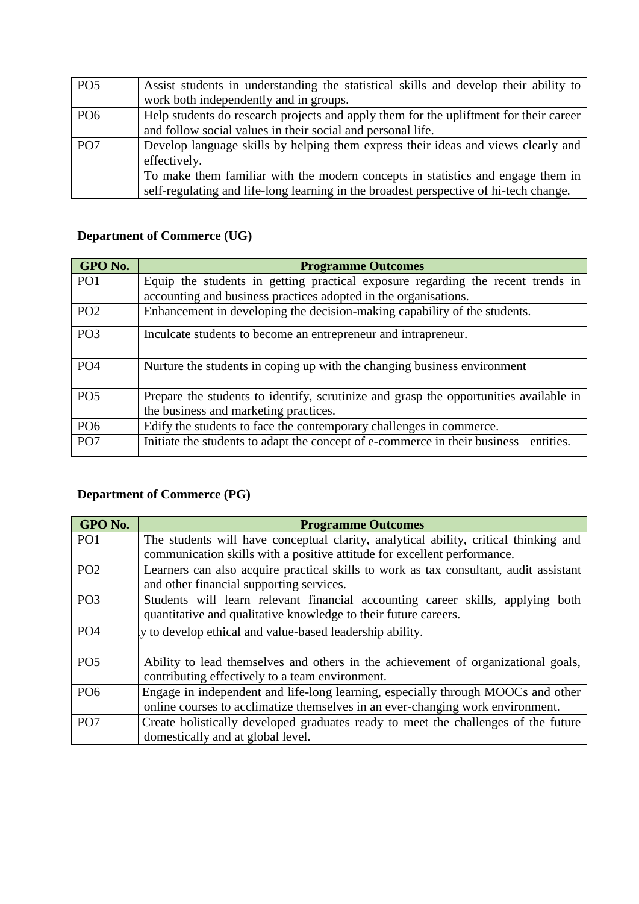| | |
|---|---|
| PO5 | Assist students in understanding the statistical skills and develop their ability to work both independently and in groups. |
| PO6 | Help students do research projects and apply them for the upliftment for their career and follow social values in their social and personal life. |
| PO7 | Develop language skills by helping them express their ideas and views clearly and effectively. |
| | To make them familiar with the modern concepts in statistics and engage them in self-regulating and life-long learning in the broadest perspective of hi-tech change. |

**Department of Commerce (UG)**

| GPO No. | Programme Outcomes |
|---|---|
| PO1 | Equip the students in getting practical exposure regarding the recent trends in accounting and business practices adopted in the organisations. |
| PO2 | Enhancement in developing the decision-making capability of the students. |
| PO3 | Inculcate students to become an entrepreneur and intrapreneur. |
| PO4 | Nurture the students in coping up with the changing business environment |
| PO5 | Prepare the students to identify, scrutinize and grasp the opportunities available in the business and marketing practices. |
| PO6 | Edify the students to face the contemporary challenges in commerce. |
| PO7 | Initiate the students to adapt the concept of e-commerce in their business entities. |

**Department of Commerce (PG)**

| GPO No. | Programme Outcomes |
|---|---|
| PO1 | The students will have conceptual clarity, analytical ability, critical thinking and communication skills with a positive attitude for excellent performance. |
| PO2 | Learners can also acquire practical skills to work as tax consultant, audit assistant and other financial supporting services. |
| PO3 | Students will learn relevant financial accounting career skills, applying both quantitative and qualitative knowledge to their future careers. |
| PO4 | :y to develop ethical and value-based leadership ability. |
| PO5 | Ability to lead themselves and others in the achievement of organizational goals, contributing effectively to a team environment. |
| PO6 | Engage in independent and life-long learning, especially through MOOCs and other online courses to acclimatize themselves in an ever-changing work environment. |
| PO7 | Create holistically developed graduates ready to meet the challenges of the future domestically and at global level. |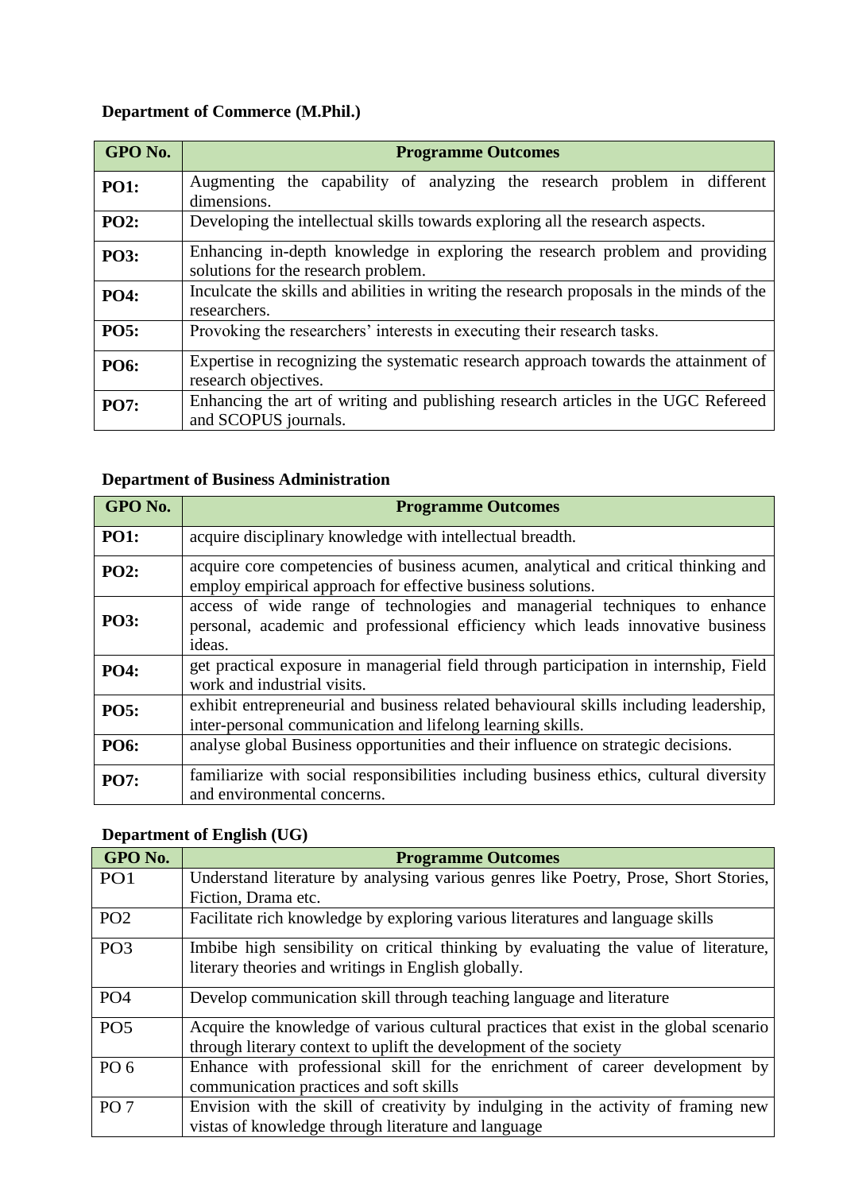**Department of Commerce (M.Phil.)**

| GPO No. | Programme Outcomes |
|---|---|
| **PO1:** | Augmenting the capability of analyzing the research problem in different dimensions. |
| **PO2:** | Developing the intellectual skills towards exploring all the research aspects. |
| **PO3:** | Enhancing in-depth knowledge in exploring the research problem and providing solutions for the research problem. |
| **PO4:** | Inculcate the skills and abilities in writing the research proposals in the minds of the researchers. |
| **PO5:** | Provoking the researchers' interests in executing their research tasks. |
| **PO6:** | Expertise in recognizing the systematic research approach towards the attainment of research objectives. |
| **PO7:** | Enhancing the art of writing and publishing research articles in the UGC Refereed and SCOPUS journals. |

**Department of Business Administration**

| GPO No. | Programme Outcomes |
|---|---|
| **PO1:** | acquire disciplinary knowledge with intellectual breadth. |
| **PO2:** | acquire core competencies of business acumen, analytical and critical thinking and employ empirical approach for effective business solutions. |
| **PO3:** | access of wide range of technologies and managerial techniques to enhance personal, academic and professional efficiency which leads innovative business ideas. |
| **PO4:** | get practical exposure in managerial field through participation in internship, Field work and industrial visits. |
| **PO5:** | exhibit entrepreneurial and business related behavioural skills including leadership, inter-personal communication and lifelong learning skills. |
| **PO6:** | analyse global Business opportunities and their influence on strategic decisions. |
| **PO7:** | familiarize with social responsibilities including business ethics, cultural diversity and environmental concerns. |

**Department of English (UG)**

| GPO No. | Programme Outcomes |
|---|---|
| PO1 | Understand literature by analysing various genres like Poetry, Prose, Short Stories, Fiction, Drama etc. |
| PO2 | Facilitate rich knowledge by exploring various literatures and language skills |
| PO3 | Imbibe high sensibility on critical thinking by evaluating the value of literature, literary theories and writings in English globally. |
| PO4 | Develop communication skill through teaching language and literature |
| PO5 | Acquire the knowledge of various cultural practices that exist in the global scenario through literary context to uplift the development of the society |
| PO 6 | Enhance with professional skill for the enrichment of career development by communication practices and soft skills |
| PO 7 | Envision with the skill of creativity by indulging in the activity of framing new vistas of knowledge through literature and language |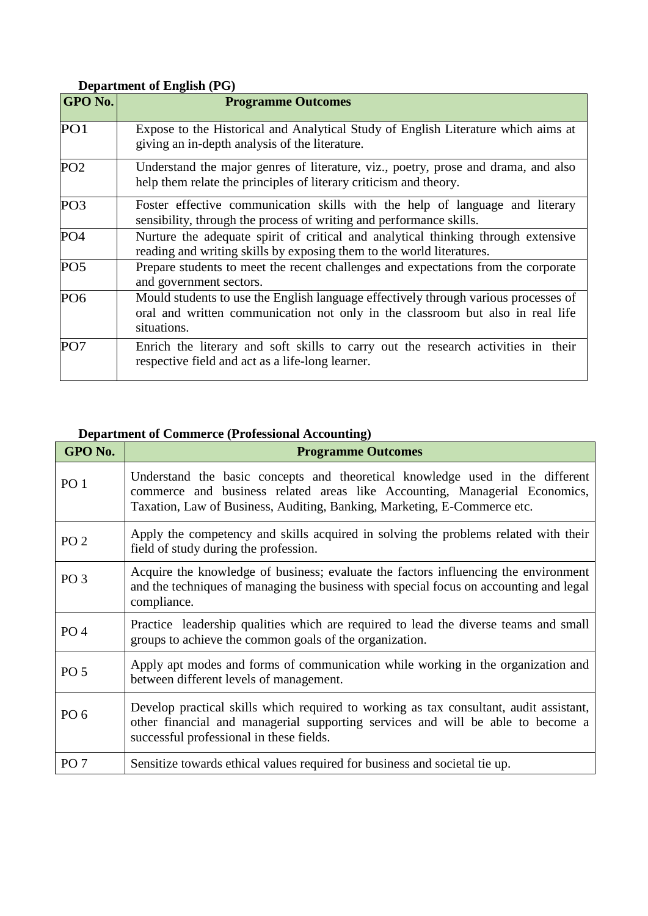**Department of English (PG)**

| GPO No. | Programme Outcomes |
|---|---|
| PO1 | Expose to the Historical and Analytical Study of English Literature which aims at giving an in-depth analysis of the literature. |
| PO2 | Understand the major genres of literature, viz., poetry, prose and drama, and also help them relate the principles of literary criticism and theory. |
| PO3 | Foster effective communication skills with the help of language and literary sensibility, through the process of writing and performance skills. |
| PO4 | Nurture the adequate spirit of critical and analytical thinking through extensive reading and writing skills by exposing them to the world literatures. |
| PO5 | Prepare students to meet the recent challenges and expectations from the corporate and government sectors. |
| PO6 | Mould students to use the English language effectively through various processes of oral and written communication not only in the classroom but also in real life situations. |
| PO7 | Enrich the literary and soft skills to carry out the research activities in their respective field and act as a life-long learner. |

**Department of Commerce (Professional Accounting)**

| GPO No. | Programme Outcomes |
|---|---|
| PO 1 | Understand the basic concepts and theoretical knowledge used in the different commerce and business related areas like Accounting, Managerial Economics, Taxation, Law of Business, Auditing, Banking, Marketing, E-Commerce etc. |
| PO 2 | Apply the competency and skills acquired in solving the problems related with their field of study during the profession. |
| PO 3 | Acquire the knowledge of business; evaluate the factors influencing the environment and the techniques of managing the business with special focus on accounting and legal compliance. |
| PO 4 | Practice leadership qualities which are required to lead the diverse teams and small groups to achieve the common goals of the organization. |
| PO 5 | Apply apt modes and forms of communication while working in the organization and between different levels of management. |
| PO 6 | Develop practical skills which required to working as tax consultant, audit assistant, other financial and managerial supporting services and will be able to become a successful professional in these fields. |
| PO 7 | Sensitize towards ethical values required for business and societal tie up. |